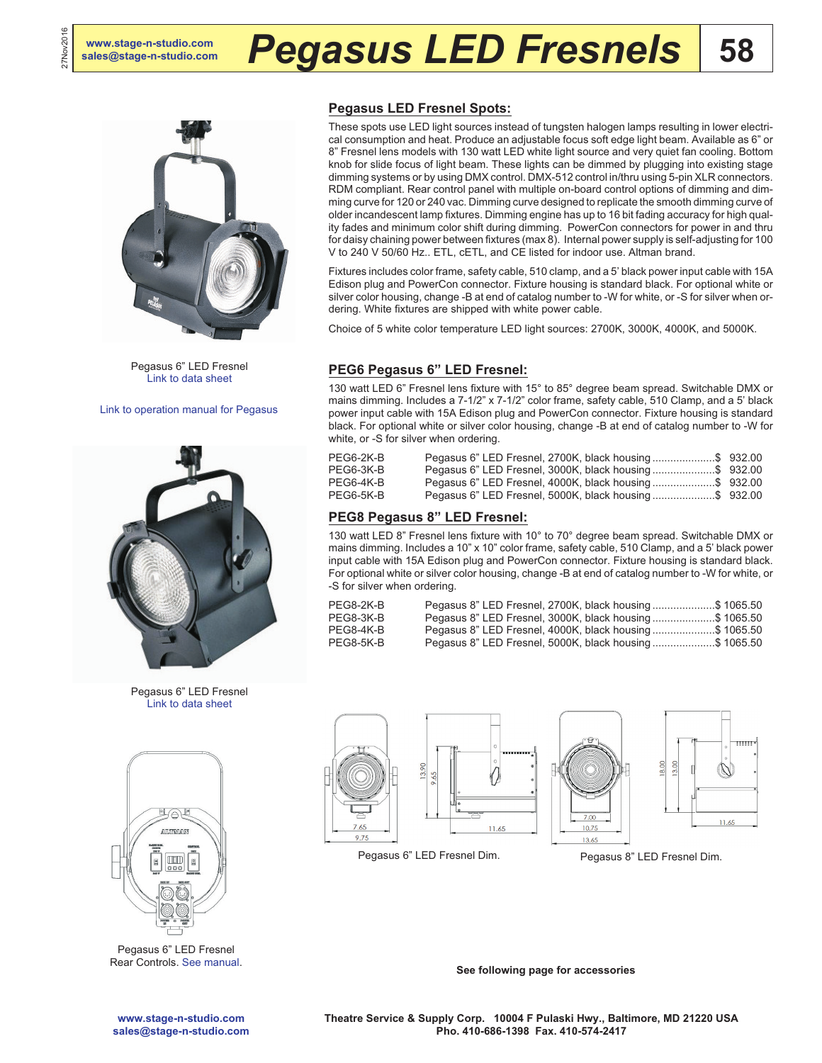# Pegasus LED Fresnels

Pegasus 6" LED Fresnel
Link to data sheet

Link to operation manual for Pegasus

Pegasus 6" LED Fresnel
Link to data sheet

Pegasus 6" LED Fresnel
Rear Controls. See manual.

## Pegasus LED Fresnel Spots:

These spots use LED light sources instead of tungsten halogen lamps resulting in lower electrical consumption and heat. Produce an adjustable focus soft edge light beam. Available as 6" or 8" Fresnel lens models with 130 watt LED white light source and very quiet fan cooling. Bottom knob for slide focus of light beam. These lights can be dimmed by plugging into existing stage dimming systems or by using DMX control. DMX-512 control in/thru using 5-pin XLR connectors. RDM compliant. Rear control panel with multiple on-board control options of dimming and dimming curve for 120 or 240 vac. Dimming curve designed to replicate the smooth dimming curve of older incandescent lamp fixtures. Dimming engine has up to 16 bit fading accuracy for high quality fades and minimum color shift during dimming. PowerCon connectors for power in and thru for daisy chaining power between fixtures (max 8). Internal power supply is self-adjusting for 100 V to 240 V 50/60 Hz.. ETL, cETL, and CE listed for indoor use. Altman brand.

Fixtures includes color frame, safety cable, 510 clamp, and a 5' black power input cable with 15A Edison plug and PowerCon connector. Fixture housing is standard black. For optional white or silver color housing, change -B at end of catalog number to -W for white, or -S for silver when ordering. White fixtures are shipped with white power cable.

Choice of 5 white color temperature LED light sources: 2700K, 3000K, 4000K, and 5000K.

## PEG6 Pegasus 6" LED Fresnel:

130 watt LED 6" Fresnel lens fixture with 15° to 85° degree beam spread. Switchable DMX or mains dimming. Includes a 7-1/2" x 7-1/2" color frame, safety cable, 510 Clamp, and a 5' black power input cable with 15A Edison plug and PowerCon connector. Fixture housing is standard black. For optional white or silver color housing, change -B at end of catalog number to -W for white, or -S for silver when ordering.

| | | |
|---|---|---|
| PEG6-2K-B | Pegasus 6" LED Fresnel, 2700K, black housing | $ 932.00 |
| PEG6-3K-B | Pegasus 6" LED Fresnel, 3000K, black housing | $ 932.00 |
| PEG6-4K-B | Pegasus 6" LED Fresnel, 4000K, black housing | $ 932.00 |
| PEG6-5K-B | Pegasus 6" LED Fresnel, 5000K, black housing | $ 932.00 |

## PEG8 Pegasus 8" LED Fresnel:

130 watt LED 8" Fresnel lens fixture with 10° to 70° degree beam spread. Switchable DMX or mains dimming. Includes a 10" x 10" color frame, safety cable, 510 Clamp, and a 5' black power input cable with 15A Edison plug and PowerCon connector. Fixture housing is standard black. For optional white or silver color housing, change -B at end of catalog number to -W for white, or -S for silver when ordering.

| | | |
|---|---|---|
| PEG8-2K-B | Pegasus 8" LED Fresnel, 2700K, black housing | $ 1065.50 |
| PEG8-3K-B | Pegasus 8" LED Fresnel, 3000K, black housing | $ 1065.50 |
| PEG8-4K-B | Pegasus 8" LED Fresnel, 4000K, black housing | $ 1065.50 |
| PEG8-5K-B | Pegasus 8" LED Fresnel, 5000K, black housing | $ 1065.50 |

Pegasus 6" LED Fresnel Dim.

Pegasus 8" LED Fresnel Dim.

**See following page for accessories**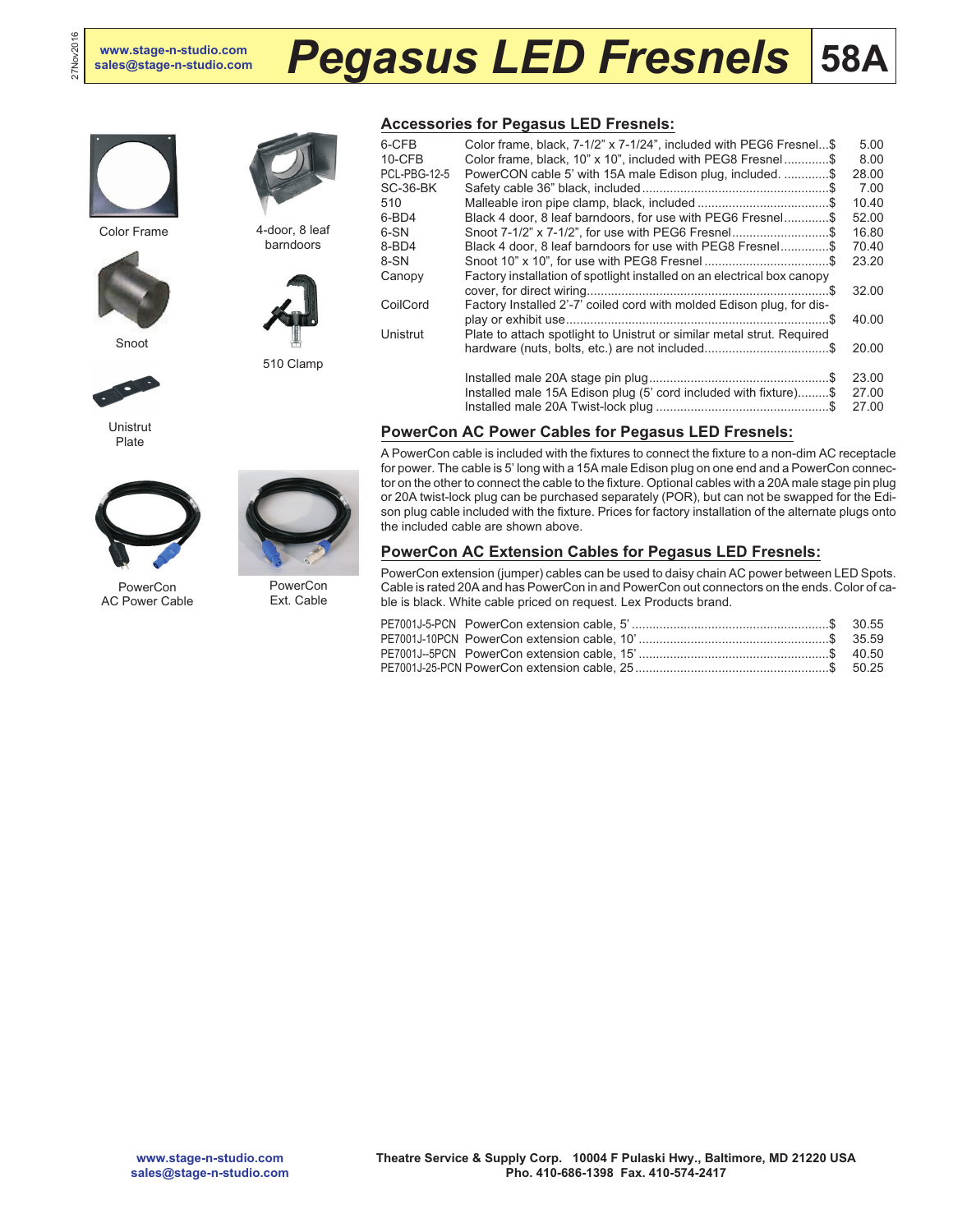# Pegasus LED Fresnels

Color Frame

4-door, 8 leaf barndoors

Snoot

510 Clamp

Unistrut Plate

PowerCon AC Power Cable

PowerCon Ext. Cable

## Accessories for Pegasus LED Fresnels:

| | | |
|---|---|---|
| 6-CFB | Color frame, black, 7-1/2” x 7-1/24”, included with PEG6 Fresnel...$ | 5.00 |
| 10-CFB | Color frame, black, 10” x 10”, included with PEG8 Fresnel.............$ | 8.00 |
| PCL-PBG-12-5 | PowerCON cable 5’ with 15A male Edison plug, included. .............$ | 28.00 |
| SC-36-BK | Safety cable 36” black, included.....................................................$ | 7.00 |
| 510 | Malleable iron pipe clamp, black, included ......................................$ | 10.40 |
| 6-BD4 | Black 4 door, 8 leaf barndoors, for use with PEG6 Fresnel.............$ | 52.00 |
| 6-SN | Snoot 7-1/2” x 7-1/2”, for use with PEG6 Fresnel............................$ | 16.80 |
| 8-BD4 | Black 4 door, 8 leaf barndoors for use with PEG8 Fresnel..............$ | 70.40 |
| 8-SN | Snoot 10” x 10”, for use with PEG8 Fresnel ....................................$ | 23.20 |
| Canopy | Factory installation of spotlight installed on an electrical box canopy cover, for direct wiring.....................................................................$ | 32.00 |
| CoilCord | Factory Installed 2’-7’ coiled cord with molded Edison plug, for display or exhibit use...........................................................................$ | 40.00 |
| Unistrut | Plate to attach spotlight to Unistrut or similar metal strut. Required hardware (nuts, bolts, etc.) are not included....................................$ | 20.00 |
| | Installed male 20A stage pin plug....................................................$ | 23.00 |
| | Installed male 15A Edison plug (5’ cord included with fixture).........$ | 27.00 |
| | Installed male 20A Twist-lock plug .................................................$ | 27.00 |

## PowerCon AC Power Cables for Pegasus LED Fresnels:

A PowerCon cable is included with the fixtures to connect the fixture to a non-dim AC receptacle for power. The cable is 5’ long with a 15A male Edison plug on one end and a PowerCon connector on the other to connect the cable to the fixture. Optional cables with a 20A male stage pin plug or 20A twist-lock plug can be purchased separately (POR), but can not be swapped for the Edison plug cable included with the fixture. Prices for factory installation of the alternate plugs onto the included cable are shown above.

## PowerCon AC Extension Cables for Pegasus LED Fresnels:

PowerCon extension (jumper) cables can be used to daisy chain AC power between LED Spots. Cable is rated 20A and has PowerCon in and PowerCon out connectors on the ends. Color of cable is black. White cable priced on request. Lex Products brand.

| | | |
|---|---|---|
| PE7001J-5-PCN | PowerCon extension cable, 5’ ........................................................$ | 30.55 |
| PE7001J-10PCN | PowerCon extension cable, 10’ .......................................................$ | 35.59 |
| PE7001J--5PCN | PowerCon extension cable, 15’ .......................................................$ | 40.50 |
| PE7001J-25-PCN | PowerCon extension cable, 25.......................................................$ | 50.25 |

www.stage-n-studio.com
sales@stage-n-studio.com

**Theatre Service & Supply Corp. 10004 F Pulaski Hwy., Baltimore, MD 21220 USA**
**Pho. 410-686-1398 Fax. 410-574-2417**